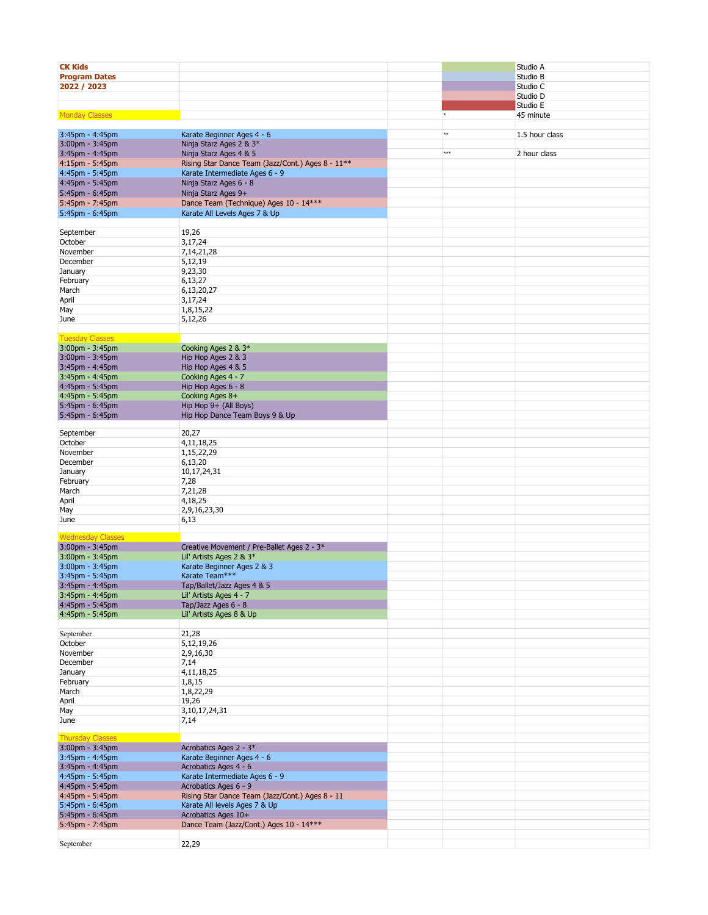**CK Kids**
**Program Dates**
**2022 / 2023**

| Color | Studio |
|---|---|
| (green) | Studio A |
| (light blue) | Studio B |
| (purple) | Studio C |
| (pink) | Studio D |
| (red) | Studio E |

| Symbol | Meaning |
|---|---|
| * | 45 minute |
| ** | 1.5 hour class |
| *** | 2 hour class |

## Monday Classes

| Time | Class |
|---|---|
| 3:45pm - 4:45pm | Karate Beginner Ages 4 - 6 |
| 3:00pm - 3:45pm | Ninja Starz Ages 2 & 3* |
| 3:45pm - 4:45pm | Ninja Starz Ages 4 & 5 |
| 4:15pm - 5:45pm | Rising Star Dance Team (Jazz/Cont.) Ages 8 - 11** |
| 4:45pm - 5:45pm | Karate Intermediate Ages 6 - 9 |
| 4:45pm - 5:45pm | Ninja Starz Ages 6 - 8 |
| 5:45pm - 6:45pm | Ninja Starz Ages 9+ |
| 5:45pm - 7:45pm | Dance Team (Technique) Ages 10 - 14*** |
| 5:45pm - 6:45pm | Karate All Levels Ages 7 & Up |

| Month | Dates |
|---|---|
| September | 19,26 |
| October | 3,17,24 |
| November | 7,14,21,28 |
| December | 5,12,19 |
| January | 9,23,30 |
| February | 6,13,27 |
| March | 6,13,20,27 |
| April | 3,17,24 |
| May | 1,8,15,22 |
| June | 5,12,26 |

## Tuesday Classes

| Time | Class |
|---|---|
| 3:00pm - 3:45pm | Cooking Ages 2 & 3* |
| 3:00pm - 3:45pm | Hip Hop Ages 2 & 3 |
| 3:45pm - 4:45pm | Hip Hop Ages 4 & 5 |
| 3:45pm - 4:45pm | Cooking Ages 4 - 7 |
| 4:45pm - 5:45pm | Hip Hop Ages 6 - 8 |
| 4:45pm - 5:45pm | Cooking Ages 8+ |
| 5:45pm - 6:45pm | Hip Hop 9+ (All Boys) |
| 5:45pm - 6:45pm | Hip Hop Dance Team Boys 9 & Up |

| Month | Dates |
|---|---|
| September | 20,27 |
| October | 4,11,18,25 |
| November | 1,15,22,29 |
| December | 6,13,20 |
| January | 10,17,24,31 |
| February | 7,28 |
| March | 7,21,28 |
| April | 4,18,25 |
| May | 2,9,16,23,30 |
| June | 6,13 |

## Wednesday Classes

| Time | Class |
|---|---|
| 3:00pm - 3:45pm | Creative Movement / Pre-Ballet Ages 2 - 3* |
| 3:00pm - 3:45pm | Lil' Artists Ages 2 & 3* |
| 3:00pm - 3:45pm | Karate Beginner Ages 2 & 3 |
| 3:45pm - 5:45pm | Karate Team*** |
| 3:45pm - 4:45pm | Tap/Ballet/Jazz Ages 4 & 5 |
| 3:45pm - 4:45pm | Lil' Artists Ages 4 - 7 |
| 4:45pm - 5:45pm | Tap/Jazz Ages 6 - 8 |
| 4:45pm - 5:45pm | Lil' Artists Ages 8 & Up |

| Month | Dates |
|---|---|
| September | 21,28 |
| October | 5,12,19,26 |
| November | 2,9,16,30 |
| December | 7,14 |
| January | 4,11,18,25 |
| February | 1,8,15 |
| March | 1,8,22,29 |
| April | 19,26 |
| May | 3,10,17,24,31 |
| June | 7,14 |

## Thursday Classes

| Time | Class |
|---|---|
| 3:00pm - 3:45pm | Acrobatics Ages 2 - 3* |
| 3:45pm - 4:45pm | Karate Beginner Ages 4 - 6 |
| 3:45pm - 4:45pm | Acrobatics Ages 4 - 6 |
| 4:45pm - 5:45pm | Karate Intermediate Ages 6 - 9 |
| 4:45pm - 5:45pm | Acrobatics Ages 6 - 9 |
| 4:45pm - 5:45pm | Rising Star Dance Team (Jazz/Cont.) Ages 8 - 11 |
| 5:45pm - 6:45pm | Karate All levels Ages 7 & Up |
| 5:45pm - 6:45pm | Acrobatics Ages 10+ |
| 5:45pm - 7:45pm | Dance Team (Jazz/Cont.) Ages 10 - 14*** |

| Month | Dates |
|---|---|
| September | 22,29 |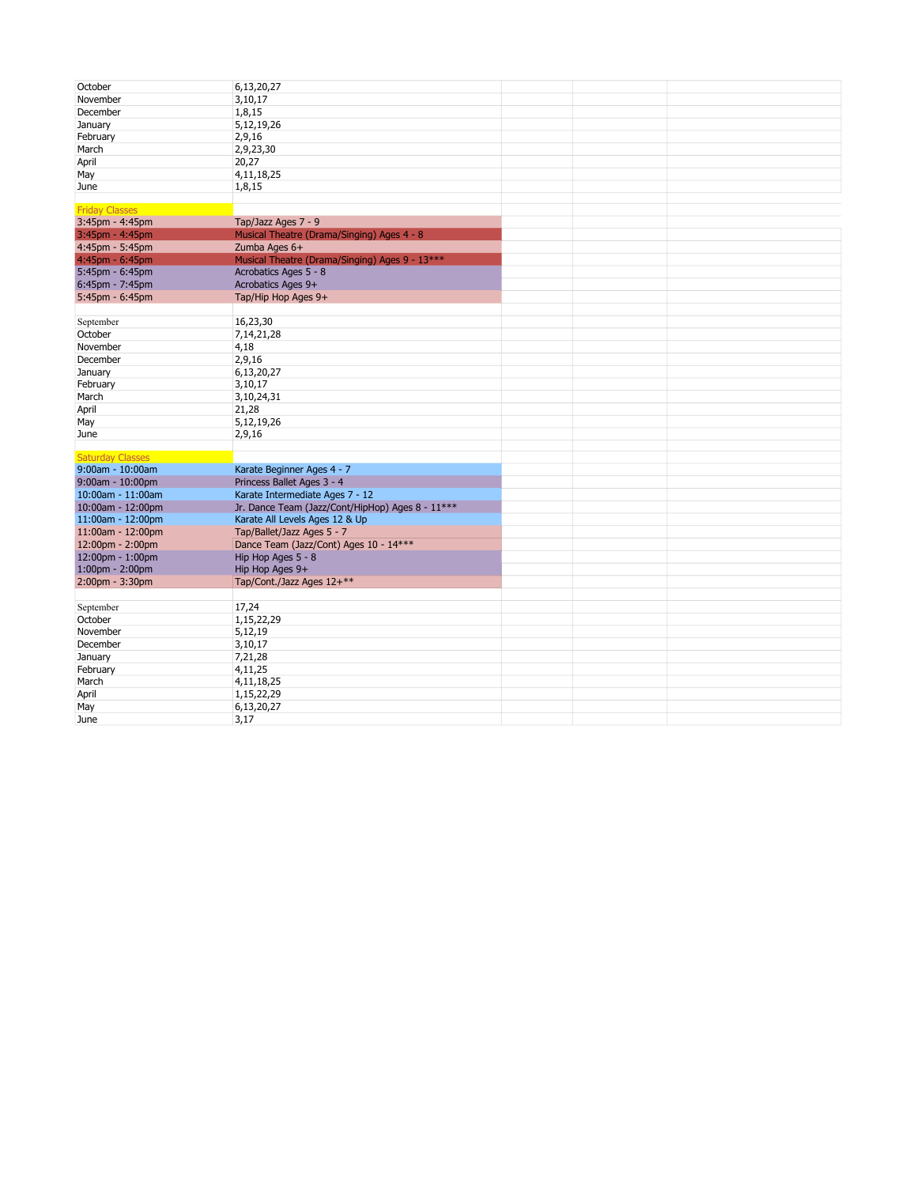| | |
|---|---|
| October | 6,13,20,27 |
| November | 3,10,17 |
| December | 1,8,15 |
| January | 5,12,19,26 |
| February | 2,9,16 |
| March | 2,9,23,30 |
| April | 20,27 |
| May | 4,11,18,25 |
| June | 1,8,15 |

**Friday Classes**

| | |
|---|---|
| 3:45pm - 4:45pm | Tap/Jazz Ages 7 - 9 |
| 3:45pm - 4:45pm | Musical Theatre (Drama/Singing) Ages 4 - 8 |
| 4:45pm - 5:45pm | Zumba Ages 6+ |
| 4:45pm - 6:45pm | Musical Theatre (Drama/Singing) Ages 9 - 13*** |
| 5:45pm - 6:45pm | Acrobatics Ages 5 - 8 |
| 6:45pm - 7:45pm | Acrobatics Ages 9+ |
| 5:45pm - 6:45pm | Tap/Hip Hop Ages 9+ |

| | |
|---|---|
| September | 16,23,30 |
| October | 7,14,21,28 |
| November | 4,18 |
| December | 2,9,16 |
| January | 6,13,20,27 |
| February | 3,10,17 |
| March | 3,10,24,31 |
| April | 21,28 |
| May | 5,12,19,26 |
| June | 2,9,16 |

**Saturday Classes**

| | |
|---|---|
| 9:00am - 10:00am | Karate Beginner Ages 4 - 7 |
| 9:00am - 10:00pm | Princess Ballet Ages 3 - 4 |
| 10:00am - 11:00am | Karate Intermediate Ages 7 - 12 |
| 10:00am - 12:00pm | Jr. Dance Team (Jazz/Cont/HipHop) Ages 8 - 11*** |
| 11:00am - 12:00pm | Karate All Levels Ages 12 & Up |
| 11:00am - 12:00pm | Tap/Ballet/Jazz Ages 5 - 7 |
| 12:00pm - 2:00pm | Dance Team (Jazz/Cont) Ages 10 - 14*** |
| 12:00pm - 1:00pm | Hip Hop Ages 5 - 8 |
| 1:00pm - 2:00pm | Hip Hop Ages 9+ |
| 2:00pm - 3:30pm | Tap/Cont./Jazz Ages 12+** |

| | |
|---|---|
| September | 17,24 |
| October | 1,15,22,29 |
| November | 5,12,19 |
| December | 3,10,17 |
| January | 7,21,28 |
| February | 4,11,25 |
| March | 4,11,18,25 |
| April | 1,15,22,29 |
| May | 6,13,20,27 |
| June | 3,17 |